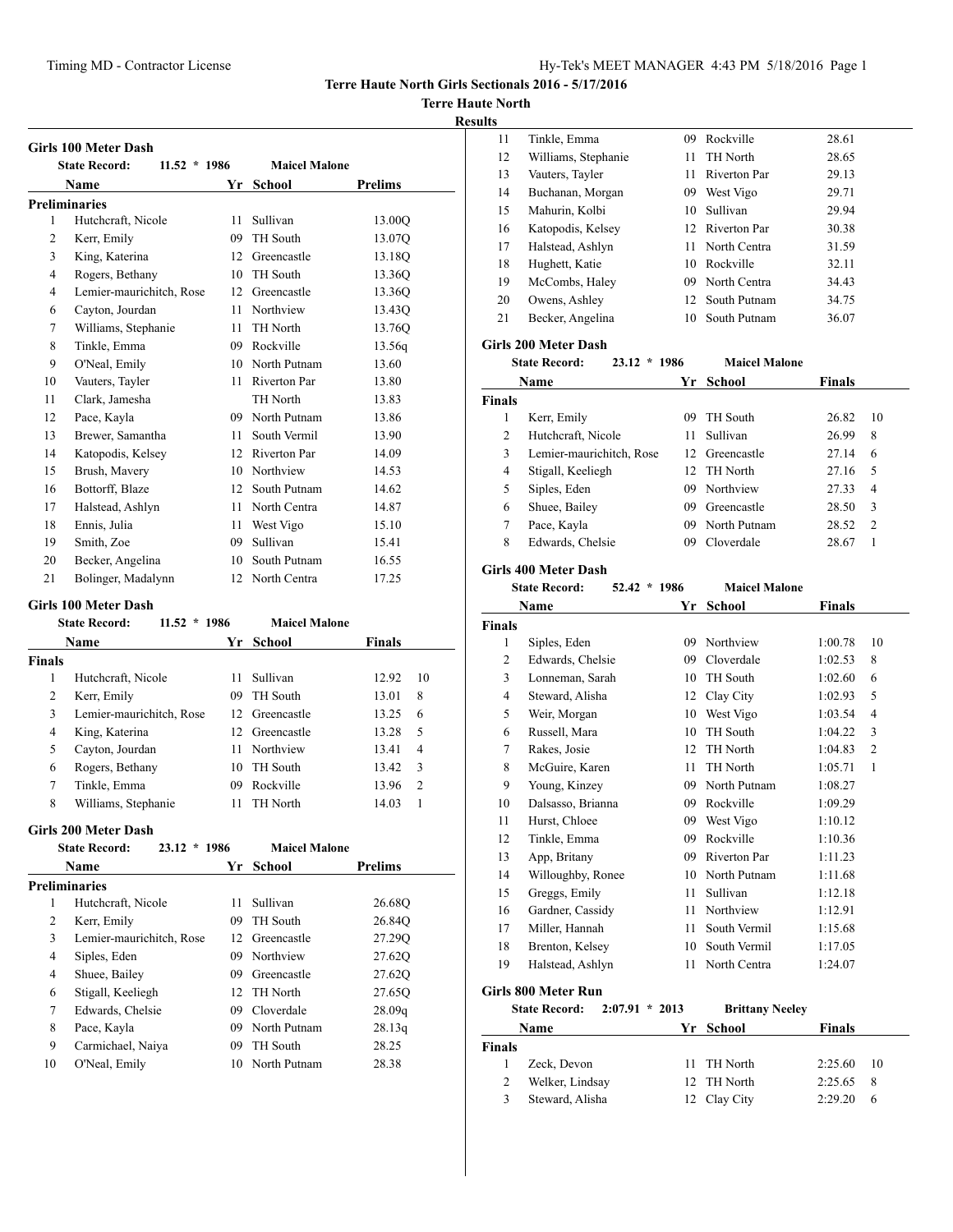# Terre Haute North Girls Sectionals 2016 - 5/17/2016

## Terre Haute North

### Results

#### Girls 100 Meter Dash

State Record: 11.52 * 1986 Maicel Malone

| | Name | Yr | School | Prelims |
|---|---|---|---|---|
| **Preliminaries** | | | | |
| 1 | Hutchcraft, Nicole | 11 | Sullivan | 13.00Q |
| 2 | Kerr, Emily | 09 | TH South | 13.07Q |
| 3 | King, Katerina | 12 | Greencastle | 13.18Q |
| 4 | Rogers, Bethany | 10 | TH South | 13.36Q |
| 4 | Lemier-maurichitch, Rose | 12 | Greencastle | 13.36Q |
| 6 | Cayton, Jourdan | 11 | Northview | 13.43Q |
| 7 | Williams, Stephanie | 11 | TH North | 13.76Q |
| 8 | Tinkle, Emma | 09 | Rockville | 13.56q |
| 9 | O'Neal, Emily | 10 | North Putnam | 13.60 |
| 10 | Vauters, Tayler | 11 | Riverton Par | 13.80 |
| 11 | Clark, Jamesha | | TH North | 13.83 |
| 12 | Pace, Kayla | 09 | North Putnam | 13.86 |
| 13 | Brewer, Samantha | 11 | South Vermil | 13.90 |
| 14 | Katopodis, Kelsey | 12 | Riverton Par | 14.09 |
| 15 | Brush, Mavery | 10 | Northview | 14.53 |
| 16 | Bottorff, Blaze | 12 | South Putnam | 14.62 |
| 17 | Halstead, Ashlyn | 11 | North Centra | 14.87 |
| 18 | Ennis, Julia | 11 | West Vigo | 15.10 |
| 19 | Smith, Zoe | 09 | Sullivan | 15.41 |
| 20 | Becker, Angelina | 10 | South Putnam | 16.55 |
| 21 | Bolinger, Madalynn | 12 | North Centra | 17.25 |

#### Girls 100 Meter Dash

State Record: 11.52 * 1986 Maicel Malone

| | Name | Yr | School | Finals | |
|---|---|---|---|---|---|
| **Finals** | | | | | |
| 1 | Hutchcraft, Nicole | 11 | Sullivan | 12.92 | 10 |
| 2 | Kerr, Emily | 09 | TH South | 13.01 | 8 |
| 3 | Lemier-maurichitch, Rose | 12 | Greencastle | 13.25 | 6 |
| 4 | King, Katerina | 12 | Greencastle | 13.28 | 5 |
| 5 | Cayton, Jourdan | 11 | Northview | 13.41 | 4 |
| 6 | Rogers, Bethany | 10 | TH South | 13.42 | 3 |
| 7 | Tinkle, Emma | 09 | Rockville | 13.96 | 2 |
| 8 | Williams, Stephanie | 11 | TH North | 14.03 | 1 |

#### Girls 200 Meter Dash

State Record: 23.12 * 1986 Maicel Malone

| | Name | Yr | School | Prelims |
|---|---|---|---|---|
| **Preliminaries** | | | | |
| 1 | Hutchcraft, Nicole | 11 | Sullivan | 26.68Q |
| 2 | Kerr, Emily | 09 | TH South | 26.84Q |
| 3 | Lemier-maurichitch, Rose | 12 | Greencastle | 27.29Q |
| 4 | Siples, Eden | 09 | Northview | 27.62Q |
| 4 | Shuee, Bailey | 09 | Greencastle | 27.62Q |
| 6 | Stigall, Keeliegh | 12 | TH North | 27.65Q |
| 7 | Edwards, Chelsie | 09 | Cloverdale | 28.09q |
| 8 | Pace, Kayla | 09 | North Putnam | 28.13q |
| 9 | Carmichael, Naiya | 09 | TH South | 28.25 |
| 10 | O'Neal, Emily | 10 | North Putnam | 28.38 |
| 11 | Tinkle, Emma | 09 | Rockville | 28.61 |
| 12 | Williams, Stephanie | 11 | TH North | 28.65 |
| 13 | Vauters, Tayler | 11 | Riverton Par | 29.13 |
| 14 | Buchanan, Morgan | 09 | West Vigo | 29.71 |
| 15 | Mahurin, Kolbi | 10 | Sullivan | 29.94 |
| 16 | Katopodis, Kelsey | 12 | Riverton Par | 30.38 |
| 17 | Halstead, Ashlyn | 11 | North Centra | 31.59 |
| 18 | Hughett, Katie | 10 | Rockville | 32.11 |
| 19 | McCombs, Haley | 09 | North Centra | 34.43 |
| 20 | Owens, Ashley | 12 | South Putnam | 34.75 |
| 21 | Becker, Angelina | 10 | South Putnam | 36.07 |

#### Girls 200 Meter Dash

State Record: 23.12 * 1986 Maicel Malone

| | Name | Yr | School | Finals | |
|---|---|---|---|---|---|
| **Finals** | | | | | |
| 1 | Kerr, Emily | 09 | TH South | 26.82 | 10 |
| 2 | Hutchcraft, Nicole | 11 | Sullivan | 26.99 | 8 |
| 3 | Lemier-maurichitch, Rose | 12 | Greencastle | 27.14 | 6 |
| 4 | Stigall, Keeliegh | 12 | TH North | 27.16 | 5 |
| 5 | Siples, Eden | 09 | Northview | 27.33 | 4 |
| 6 | Shuee, Bailey | 09 | Greencastle | 28.50 | 3 |
| 7 | Pace, Kayla | 09 | North Putnam | 28.52 | 2 |
| 8 | Edwards, Chelsie | 09 | Cloverdale | 28.67 | 1 |

#### Girls 400 Meter Dash

State Record: 52.42 * 1986 Maicel Malone

| | Name | Yr | School | Finals | |
|---|---|---|---|---|---|
| **Finals** | | | | | |
| 1 | Siples, Eden | 09 | Northview | 1:00.78 | 10 |
| 2 | Edwards, Chelsie | 09 | Cloverdale | 1:02.53 | 8 |
| 3 | Lonneman, Sarah | 10 | TH South | 1:02.60 | 6 |
| 4 | Steward, Alisha | 12 | Clay City | 1:02.93 | 5 |
| 5 | Weir, Morgan | 10 | West Vigo | 1:03.54 | 4 |
| 6 | Russell, Mara | 10 | TH South | 1:04.22 | 3 |
| 7 | Rakes, Josie | 12 | TH North | 1:04.83 | 2 |
| 8 | McGuire, Karen | 11 | TH North | 1:05.71 | 1 |
| 9 | Young, Kinzey | 09 | North Putnam | 1:08.27 | |
| 10 | Dalsasso, Brianna | 09 | Rockville | 1:09.29 | |
| 11 | Hurst, Chloee | 09 | West Vigo | 1:10.12 | |
| 12 | Tinkle, Emma | 09 | Rockville | 1:10.36 | |
| 13 | App, Britany | 09 | Riverton Par | 1:11.23 | |
| 14 | Willoughby, Ronee | 10 | North Putnam | 1:11.68 | |
| 15 | Greggs, Emily | 11 | Sullivan | 1:12.18 | |
| 16 | Gardner, Cassidy | 11 | Northview | 1:12.91 | |
| 17 | Miller, Hannah | 11 | South Vermil | 1:15.68 | |
| 18 | Brenton, Kelsey | 10 | South Vermil | 1:17.05 | |
| 19 | Halstead, Ashlyn | 11 | North Centra | 1:24.07 | |

#### Girls 800 Meter Run

State Record: 2:07.91 * 2013 Brittany Neeley

| | Name | Yr | School | Finals | |
|---|---|---|---|---|---|
| **Finals** | | | | | |
| 1 | Zeck, Devon | 11 | TH North | 2:25.60 | 10 |
| 2 | Welker, Lindsay | 12 | TH North | 2:25.65 | 8 |
| 3 | Steward, Alisha | 12 | Clay City | 2:29.20 | 6 |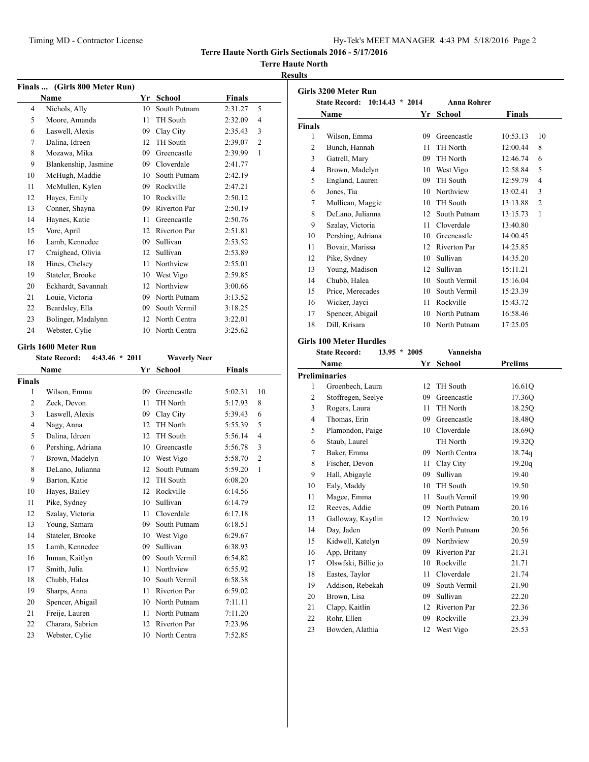**Terre Haute North Girls Sectionals 2016 - 5/17/2016**

**Terre Haute North**

**Results**

### Finals ... (Girls 800 Meter Run)

| | Name | Yr | School | Finals | |
|---|---|---|---|---|---|
| 4 | Nichols, Ally | 10 | South Putnam | 2:31.27 | 5 |
| 5 | Moore, Amanda | 11 | TH South | 2:32.09 | 4 |
| 6 | Laswell, Alexis | 09 | Clay City | 2:35.43 | 3 |
| 7 | Dalina, Idreen | 12 | TH South | 2:39.07 | 2 |
| 8 | Mozawa, Mika | 09 | Greencastle | 2:39.99 | 1 |
| 9 | Blankenship, Jasmine | 09 | Cloverdale | 2:41.77 | |
| 10 | McHugh, Maddie | 10 | South Putnam | 2:42.19 | |
| 11 | McMullen, Kylen | 09 | Rockville | 2:47.21 | |
| 12 | Hayes, Emily | 10 | Rockville | 2:50.12 | |
| 13 | Conner, Shayna | 09 | Riverton Par | 2:50.19 | |
| 14 | Haynes, Katie | 11 | Greencastle | 2:50.76 | |
| 15 | Vore, April | 12 | Riverton Par | 2:51.81 | |
| 16 | Lamb, Kennedee | 09 | Sullivan | 2:53.52 | |
| 17 | Craighead, Olivia | 12 | Sullivan | 2:53.89 | |
| 18 | Hines, Chelsey | 11 | Northview | 2:55.01 | |
| 19 | Stateler, Brooke | 10 | West Vigo | 2:59.85 | |
| 20 | Eckhardt, Savannah | 12 | Northview | 3:00.66 | |
| 21 | Louie, Victoria | 09 | North Putnam | 3:13.52 | |
| 22 | Beardsley, Ella | 09 | South Vermil | 3:18.25 | |
| 23 | Bolinger, Madalynn | 12 | North Centra | 3:22.01 | |
| 24 | Webster, Cylie | 10 | North Centra | 3:25.62 | |

### Girls 1600 Meter Run

State Record: 4:43.46 * 2011 Waverly Neer

| | Name | Yr | School | Finals | |
|---|---|---|---|---|---|
| **Finals** | | | | | |
| 1 | Wilson, Emma | 09 | Greencastle | 5:02.31 | 10 |
| 2 | Zeck, Devon | 11 | TH North | 5:17.93 | 8 |
| 3 | Laswell, Alexis | 09 | Clay City | 5:39.43 | 6 |
| 4 | Nagy, Anna | 12 | TH North | 5:55.39 | 5 |
| 5 | Dalina, Idreen | 12 | TH South | 5:56.14 | 4 |
| 6 | Pershing, Adriana | 10 | Greencastle | 5:56.78 | 3 |
| 7 | Brown, Madelyn | 10 | West Vigo | 5:58.70 | 2 |
| 8 | DeLano, Julianna | 12 | South Putnam | 5:59.20 | 1 |
| 9 | Barton, Katie | 12 | TH South | 6:08.20 | |
| 10 | Hayes, Bailey | 12 | Rockville | 6:14.56 | |
| 11 | Pike, Sydney | 10 | Sullivan | 6:14.79 | |
| 12 | Szalay, Victoria | 11 | Cloverdale | 6:17.18 | |
| 13 | Young, Samara | 09 | South Putnam | 6:18.51 | |
| 14 | Stateler, Brooke | 10 | West Vigo | 6:29.67 | |
| 15 | Lamb, Kennedee | 09 | Sullivan | 6:38.93 | |
| 16 | Inman, Kaitlyn | 09 | South Vermil | 6:54.82 | |
| 17 | Smith, Julia | 11 | Northview | 6:55.92 | |
| 18 | Chubb, Halea | 10 | South Vermil | 6:58.38 | |
| 19 | Sharps, Anna | 11 | Riverton Par | 6:59.02 | |
| 20 | Spencer, Abigail | 10 | North Putnam | 7:11.11 | |
| 21 | Freije, Lauren | 11 | North Putnam | 7:11.20 | |
| 22 | Charara, Sabrien | 12 | Riverton Par | 7:23.96 | |
| 23 | Webster, Cylie | 10 | North Centra | 7:52.85 | |

### Girls 3200 Meter Run

State Record: 10:14.43 * 2014 Anna Rohrer

| | Name | Yr | School | Finals | |
|---|---|---|---|---|---|
| **Finals** | | | | | |
| 1 | Wilson, Emma | 09 | Greencastle | 10:53.13 | 10 |
| 2 | Bunch, Hannah | 11 | TH North | 12:00.44 | 8 |
| 3 | Gatrell, Mary | 09 | TH North | 12:46.74 | 6 |
| 4 | Brown, Madelyn | 10 | West Vigo | 12:58.84 | 5 |
| 5 | England, Lauren | 09 | TH South | 12:59.79 | 4 |
| 6 | Jones, Tia | 10 | Northview | 13:02.41 | 3 |
| 7 | Mullican, Maggie | 10 | TH South | 13:13.88 | 2 |
| 8 | DeLano, Julianna | 12 | South Putnam | 13:15.73 | 1 |
| 9 | Szalay, Victoria | 11 | Cloverdale | 13:40.80 | |
| 10 | Pershing, Adriana | 10 | Greencastle | 14:00.45 | |
| 11 | Bovair, Marissa | 12 | Riverton Par | 14:25.85 | |
| 12 | Pike, Sydney | 10 | Sullivan | 14:35.20 | |
| 13 | Young, Madison | 12 | Sullivan | 15:11.21 | |
| 14 | Chubb, Halea | 10 | South Vermil | 15:16.04 | |
| 15 | Price, Merecades | 10 | South Vermil | 15:23.39 | |
| 16 | Wicker, Jayci | 11 | Rockville | 15:43.72 | |
| 17 | Spencer, Abigail | 10 | North Putnam | 16:58.46 | |
| 18 | Dill, Krisara | 10 | North Putnam | 17:25.05 | |

### Girls 100 Meter Hurdles

State Record: 13.95 * 2005 Vanneisha

| | Name | Yr | School | Prelims |
|---|---|---|---|---|
| **Preliminaries** | | | | |
| 1 | Groenbech, Laura | 12 | TH South | 16.61Q |
| 2 | Stoffregen, Seelye | 09 | Greencastle | 17.36Q |
| 3 | Rogers, Laura | 11 | TH North | 18.25Q |
| 4 | Thomas, Erin | 09 | Greencastle | 18.48Q |
| 5 | Plamondon, Paige | 10 | Cloverdale | 18.69Q |
| 6 | Staub, Laurel | | TH North | 19.32Q |
| 7 | Baker, Emma | 09 | North Centra | 18.74q |
| 8 | Fischer, Devon | 11 | Clay City | 19.20q |
| 9 | Hall, Abigayle | 09 | Sullivan | 19.40 |
| 10 | Ealy, Maddy | 10 | TH South | 19.50 |
| 11 | Magee, Emma | 11 | South Vermil | 19.90 |
| 12 | Reeves, Addie | 09 | North Putnam | 20.16 |
| 13 | Galloway, Kaytlin | 12 | Northview | 20.19 |
| 14 | Day, Jaden | 09 | North Putnam | 20.56 |
| 15 | Kidwell, Katelyn | 09 | Northview | 20.59 |
| 16 | App, Britany | 09 | Riverton Par | 21.31 |
| 17 | Olswfski, Billie jo | 10 | Rockville | 21.71 |
| 18 | Eastes, Taylor | 11 | Cloverdale | 21.74 |
| 19 | Addison, Rebekah | 09 | South Vermil | 21.90 |
| 20 | Brown, Lisa | 09 | Sullivan | 22.20 |
| 21 | Clapp, Kaitlin | 12 | Riverton Par | 22.36 |
| 22 | Rohr, Ellen | 09 | Rockville | 23.39 |
| 23 | Bowden, Alathia | 12 | West Vigo | 25.53 |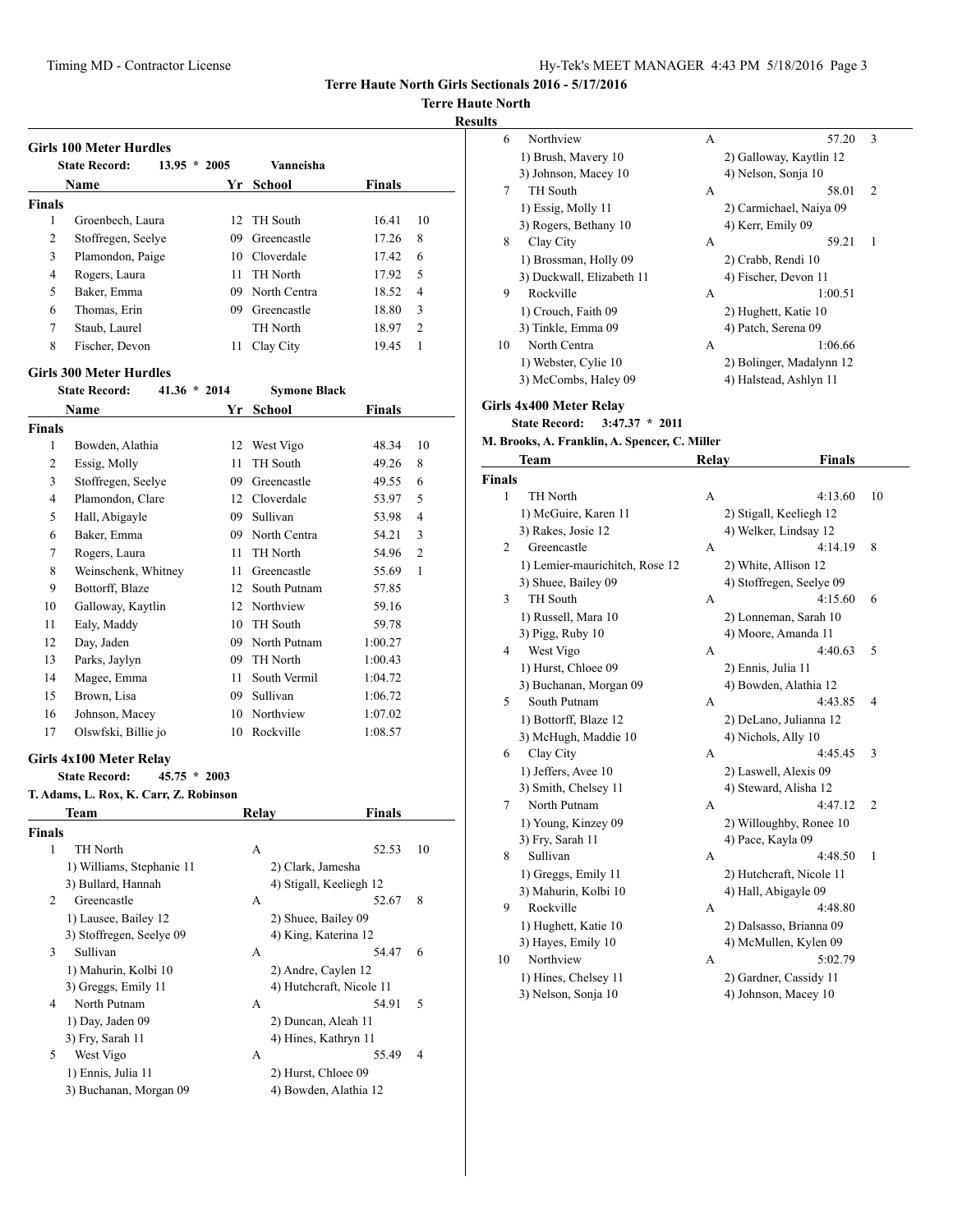**Terre Haute North Girls Sectionals 2016 - 5/17/2016**

**Terre Haute North**

**Results**

### Girls 100 Meter Hurdles

State Record: 13.95 * 2005 Vanneisha

| | Name | Yr | School | Finals | |
|---|---|---|---|---|---|
| **Finals** | | | | | |
| 1 | Groenbech, Laura | 12 | TH South | 16.41 | 10 |
| 2 | Stoffregen, Seelye | 09 | Greencastle | 17.26 | 8 |
| 3 | Plamondon, Paige | 10 | Cloverdale | 17.42 | 6 |
| 4 | Rogers, Laura | 11 | TH North | 17.92 | 5 |
| 5 | Baker, Emma | 09 | North Centra | 18.52 | 4 |
| 6 | Thomas, Erin | 09 | Greencastle | 18.80 | 3 |
| 7 | Staub, Laurel | | TH North | 18.97 | 2 |
| 8 | Fischer, Devon | 11 | Clay City | 19.45 | 1 |

### Girls 300 Meter Hurdles

State Record: 41.36 * 2014 Symone Black

| | Name | Yr | School | Finals | |
|---|---|---|---|---|---|
| **Finals** | | | | | |
| 1 | Bowden, Alathia | 12 | West Vigo | 48.34 | 10 |
| 2 | Essig, Molly | 11 | TH South | 49.26 | 8 |
| 3 | Stoffregen, Seelye | 09 | Greencastle | 49.55 | 6 |
| 4 | Plamondon, Clare | 12 | Cloverdale | 53.97 | 5 |
| 5 | Hall, Abigayle | 09 | Sullivan | 53.98 | 4 |
| 6 | Baker, Emma | 09 | North Centra | 54.21 | 3 |
| 7 | Rogers, Laura | 11 | TH North | 54.96 | 2 |
| 8 | Weinschenk, Whitney | 11 | Greencastle | 55.69 | 1 |
| 9 | Bottorff, Blaze | 12 | South Putnam | 57.85 | |
| 10 | Galloway, Kaytlin | 12 | Northview | 59.16 | |
| 11 | Ealy, Maddy | 10 | TH South | 59.78 | |
| 12 | Day, Jaden | 09 | North Putnam | 1:00.27 | |
| 13 | Parks, Jaylyn | 09 | TH North | 1:00.43 | |
| 14 | Magee, Emma | 11 | South Vermil | 1:04.72 | |
| 15 | Brown, Lisa | 09 | Sullivan | 1:06.72 | |
| 16 | Johnson, Macey | 10 | Northview | 1:07.02 | |
| 17 | Olswfski, Billie jo | 10 | Rockville | 1:08.57 | |

### Girls 4x100 Meter Relay

State Record: 45.75 * 2003

T. Adams, L. Rox, K. Carr, Z. Robinson

| | Team | Relay | Finals | |
|---|---|---|---|---|
| **Finals** | | | | |
| 1 | TH North | A | 52.53 | 10 |
| | 1) Williams, Stephanie 11 | 2) Clark, Jamesha | | |
| | 3) Bullard, Hannah | 4) Stigall, Keeliegh 12 | | |
| 2 | Greencastle | A | 52.67 | 8 |
| | 1) Lausee, Bailey 12 | 2) Shuee, Bailey 09 | | |
| | 3) Stoffregen, Seelye 09 | 4) King, Katerina 12 | | |
| 3 | Sullivan | A | 54.47 | 6 |
| | 1) Mahurin, Kolbi 10 | 2) Andre, Caylen 12 | | |
| | 3) Greggs, Emily 11 | 4) Hutchcraft, Nicole 11 | | |
| 4 | North Putnam | A | 54.91 | 5 |
| | 1) Day, Jaden 09 | 2) Duncan, Aleah 11 | | |
| | 3) Fry, Sarah 11 | 4) Hines, Kathryn 11 | | |
| 5 | West Vigo | A | 55.49 | 4 |
| | 1) Ennis, Julia 11 | 2) Hurst, Chloee 09 | | |
| | 3) Buchanan, Morgan 09 | 4) Bowden, Alathia 12 | | |
| 6 | Northview | A | 57.20 | 3 |
| | 1) Brush, Mavery 10 | 2) Galloway, Kaytlin 12 | | |
| | 3) Johnson, Macey 10 | 4) Nelson, Sonja 10 | | |
| 7 | TH South | A | 58.01 | 2 |
| | 1) Essig, Molly 11 | 2) Carmichael, Naiya 09 | | |
| | 3) Rogers, Bethany 10 | 4) Kerr, Emily 09 | | |
| 8 | Clay City | A | 59.21 | 1 |
| | 1) Brossman, Holly 09 | 2) Crabb, Rendi 10 | | |
| | 3) Duckwall, Elizabeth 11 | 4) Fischer, Devon 11 | | |
| 9 | Rockville | A | 1:00.51 | |
| | 1) Crouch, Faith 09 | 2) Hughett, Katie 10 | | |
| | 3) Tinkle, Emma 09 | 4) Patch, Serena 09 | | |
| 10 | North Centra | A | 1:06.66 | |
| | 1) Webster, Cylie 10 | 2) Bolinger, Madalynn 12 | | |
| | 3) McCombs, Haley 09 | 4) Halstead, Ashlyn 11 | | |

### Girls 4x400 Meter Relay

State Record: 3:47.37 * 2011

M. Brooks, A. Franklin, A. Spencer, C. Miller

| | Team | Relay | Finals | |
|---|---|---|---|---|
| **Finals** | | | | |
| 1 | TH North | A | 4:13.60 | 10 |
| | 1) McGuire, Karen 11 | 2) Stigall, Keeliegh 12 | | |
| | 3) Rakes, Josie 12 | 4) Welker, Lindsay 12 | | |
| 2 | Greencastle | A | 4:14.19 | 8 |
| | 1) Lemier-maurichitch, Rose 12 | 2) White, Allison 12 | | |
| | 3) Shuee, Bailey 09 | 4) Stoffregen, Seelye 09 | | |
| 3 | TH South | A | 4:15.60 | 6 |
| | 1) Russell, Mara 10 | 2) Lonneman, Sarah 10 | | |
| | 3) Pigg, Ruby 10 | 4) Moore, Amanda 11 | | |
| 4 | West Vigo | A | 4:40.63 | 5 |
| | 1) Hurst, Chloee 09 | 2) Ennis, Julia 11 | | |
| | 3) Buchanan, Morgan 09 | 4) Bowden, Alathia 12 | | |
| 5 | South Putnam | A | 4:43.85 | 4 |
| | 1) Bottorff, Blaze 12 | 2) DeLano, Julianna 12 | | |
| | 3) McHugh, Maddie 10 | 4) Nichols, Ally 10 | | |
| 6 | Clay City | A | 4:45.45 | 3 |
| | 1) Jeffers, Avee 10 | 2) Laswell, Alexis 09 | | |
| | 3) Smith, Chelsey 11 | 4) Steward, Alisha 12 | | |
| 7 | North Putnam | A | 4:47.12 | 2 |
| | 1) Young, Kinzey 09 | 2) Willoughby, Ronee 10 | | |
| | 3) Fry, Sarah 11 | 4) Pace, Kayla 09 | | |
| 8 | Sullivan | A | 4:48.50 | 1 |
| | 1) Greggs, Emily 11 | 2) Hutchcraft, Nicole 11 | | |
| | 3) Mahurin, Kolbi 10 | 4) Hall, Abigayle 09 | | |
| 9 | Rockville | A | 4:48.80 | |
| | 1) Hughett, Katie 10 | 2) Dalsasso, Brianna 09 | | |
| | 3) Hayes, Emily 10 | 4) McMullen, Kylen 09 | | |
| 10 | Northview | A | 5:02.79 | |
| | 1) Hines, Chelsey 11 | 2) Gardner, Cassidy 11 | | |
| | 3) Nelson, Sonja 10 | 4) Johnson, Macey 10 | | |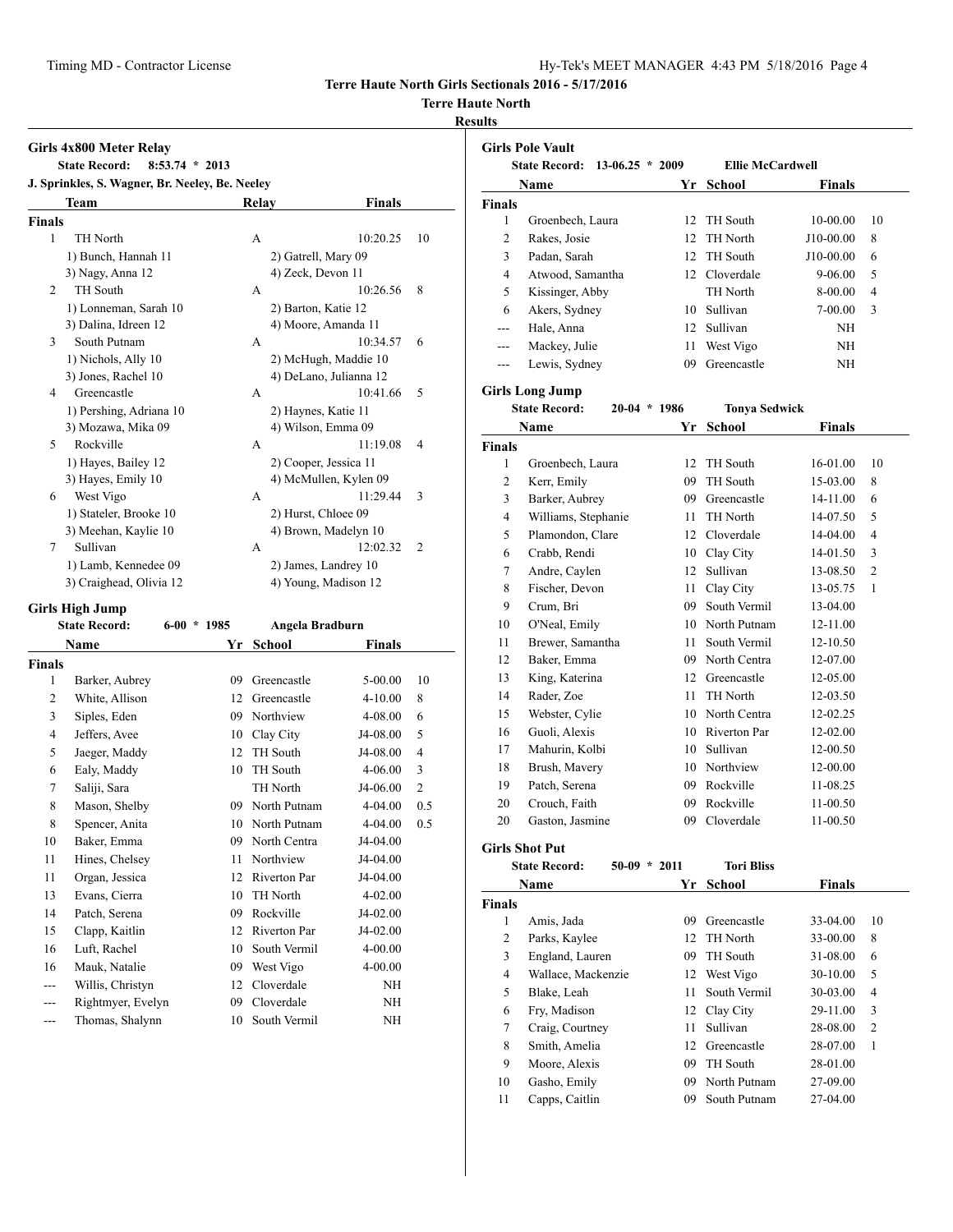**Terre Haute North Girls Sectionals 2016 - 5/17/2016**

**Terre Haute North**

**Results**

### Girls 4x800 Meter Relay

**State Record:** 8:53.74 * 2013

J. Sprinkles, S. Wagner, Br. Neeley, Be. Neeley

| | Team | Relay | Finals | |
|---|---|---|---|---|
| **Finals** | | | | |
| 1 | TH North | A | 10:20.25 | 10 |
| | 1) Bunch, Hannah 11; 2) Gatrell, Mary 09; 3) Nagy, Anna 12; 4) Zeck, Devon 11 | | | |
| 2 | TH South | A | 10:26.56 | 8 |
| | 1) Lonneman, Sarah 10; 2) Barton, Katie 12; 3) Dalina, Idreen 12; 4) Moore, Amanda 11 | | | |
| 3 | South Putnam | A | 10:34.57 | 6 |
| | 1) Nichols, Ally 10; 2) McHugh, Maddie 10; 3) Jones, Rachel 10; 4) DeLano, Julianna 12 | | | |
| 4 | Greencastle | A | 10:41.66 | 5 |
| | 1) Pershing, Adriana 10; 2) Haynes, Katie 11; 3) Mozawa, Mika 09; 4) Wilson, Emma 09 | | | |
| 5 | Rockville | A | 11:19.08 | 4 |
| | 1) Hayes, Bailey 12; 2) Cooper, Jessica 11; 3) Hayes, Emily 10; 4) McMullen, Kylen 09 | | | |
| 6 | West Vigo | A | 11:29.44 | 3 |
| | 1) Stateler, Brooke 10; 2) Hurst, Chloee 09; 3) Meehan, Kaylie 10; 4) Brown, Madelyn 10 | | | |
| 7 | Sullivan | A | 12:02.32 | 2 |
| | 1) Lamb, Kennedee 09; 2) James, Landrey 10; 3) Craighead, Olivia 12; 4) Young, Madison 12 | | | |

### Girls High Jump

**State Record:** 6-00 * 1985 Angela Bradburn

| | Name | Yr | School | Finals | |
|---|---|---|---|---|---|
| **Finals** | | | | | |
| 1 | Barker, Aubrey | 09 | Greencastle | 5-00.00 | 10 |
| 2 | White, Allison | 12 | Greencastle | 4-10.00 | 8 |
| 3 | Siples, Eden | 09 | Northview | 4-08.00 | 6 |
| 4 | Jeffers, Avee | 10 | Clay City | J4-08.00 | 5 |
| 5 | Jaeger, Maddy | 12 | TH South | J4-08.00 | 4 |
| 6 | Ealy, Maddy | 10 | TH South | 4-06.00 | 3 |
| 7 | Saliji, Sara | | TH North | J4-06.00 | 2 |
| 8 | Mason, Shelby | 09 | North Putnam | 4-04.00 | 0.5 |
| 8 | Spencer, Anita | 10 | North Putnam | 4-04.00 | 0.5 |
| 10 | Baker, Emma | 09 | North Centra | J4-04.00 | |
| 11 | Hines, Chelsey | 11 | Northview | J4-04.00 | |
| 11 | Organ, Jessica | 12 | Riverton Par | J4-04.00 | |
| 13 | Evans, Cierra | 10 | TH North | 4-02.00 | |
| 14 | Patch, Serena | 09 | Rockville | J4-02.00 | |
| 15 | Clapp, Kaitlin | 12 | Riverton Par | J4-02.00 | |
| 16 | Luft, Rachel | 10 | South Vermil | 4-00.00 | |
| 16 | Mauk, Natalie | 09 | West Vigo | 4-00.00 | |
| --- | Willis, Christyn | 12 | Cloverdale | NH | |
| --- | Rightmyer, Evelyn | 09 | Cloverdale | NH | |
| --- | Thomas, Shalynn | 10 | South Vermil | NH | |

### Girls Pole Vault

**State Record:** 13-06.25 * 2009 Ellie McCardwell

| | Name | Yr | School | Finals | |
|---|---|---|---|---|---|
| **Finals** | | | | | |
| 1 | Groenbech, Laura | 12 | TH South | 10-00.00 | 10 |
| 2 | Rakes, Josie | 12 | TH North | J10-00.00 | 8 |
| 3 | Padan, Sarah | 12 | TH South | J10-00.00 | 6 |
| 4 | Atwood, Samantha | 12 | Cloverdale | 9-06.00 | 5 |
| 5 | Kissinger, Abby | | TH North | 8-00.00 | 4 |
| 6 | Akers, Sydney | 10 | Sullivan | 7-00.00 | 3 |
| --- | Hale, Anna | 12 | Sullivan | NH | |
| --- | Mackey, Julie | 11 | West Vigo | NH | |
| --- | Lewis, Sydney | 09 | Greencastle | NH | |

### Girls Long Jump

**State Record:** 20-04 * 1986 Tonya Sedwick

| | Name | Yr | School | Finals | |
|---|---|---|---|---|---|
| **Finals** | | | | | |
| 1 | Groenbech, Laura | 12 | TH South | 16-01.00 | 10 |
| 2 | Kerr, Emily | 09 | TH South | 15-03.00 | 8 |
| 3 | Barker, Aubrey | 09 | Greencastle | 14-11.00 | 6 |
| 4 | Williams, Stephanie | 11 | TH North | 14-07.50 | 5 |
| 5 | Plamondon, Clare | 12 | Cloverdale | 14-04.00 | 4 |
| 6 | Crabb, Rendi | 10 | Clay City | 14-01.50 | 3 |
| 7 | Andre, Caylen | 12 | Sullivan | 13-08.50 | 2 |
| 8 | Fischer, Devon | 11 | Clay City | 13-05.75 | 1 |
| 9 | Crum, Bri | 09 | South Vermil | 13-04.00 | |
| 10 | O'Neal, Emily | 10 | North Putnam | 12-11.00 | |
| 11 | Brewer, Samantha | 11 | South Vermil | 12-10.50 | |
| 12 | Baker, Emma | 09 | North Centra | 12-07.00 | |
| 13 | King, Katerina | 12 | Greencastle | 12-05.00 | |
| 14 | Rader, Zoe | 11 | TH North | 12-03.50 | |
| 15 | Webster, Cylie | 10 | North Centra | 12-02.25 | |
| 16 | Guoli, Alexis | 10 | Riverton Par | 12-02.00 | |
| 17 | Mahurin, Kolbi | 10 | Sullivan | 12-00.50 | |
| 18 | Brush, Mavery | 10 | Northview | 12-00.00 | |
| 19 | Patch, Serena | 09 | Rockville | 11-08.25 | |
| 20 | Crouch, Faith | 09 | Rockville | 11-00.50 | |
| 20 | Gaston, Jasmine | 09 | Cloverdale | 11-00.50 | |

### Girls Shot Put

**State Record:** 50-09 * 2011 Tori Bliss

| | Name | Yr | School | Finals | |
|---|---|---|---|---|---|
| **Finals** | | | | | |
| 1 | Amis, Jada | 09 | Greencastle | 33-04.00 | 10 |
| 2 | Parks, Kaylee | 12 | TH North | 33-00.00 | 8 |
| 3 | England, Lauren | 09 | TH South | 31-08.00 | 6 |
| 4 | Wallace, Mackenzie | 12 | West Vigo | 30-10.00 | 5 |
| 5 | Blake, Leah | 11 | South Vermil | 30-03.00 | 4 |
| 6 | Fry, Madison | 12 | Clay City | 29-11.00 | 3 |
| 7 | Craig, Courtney | 11 | Sullivan | 28-08.00 | 2 |
| 8 | Smith, Amelia | 12 | Greencastle | 28-07.00 | 1 |
| 9 | Moore, Alexis | 09 | TH South | 28-01.00 | |
| 10 | Gasho, Emily | 09 | North Putnam | 27-09.00 | |
| 11 | Capps, Caitlin | 09 | South Putnam | 27-04.00 | |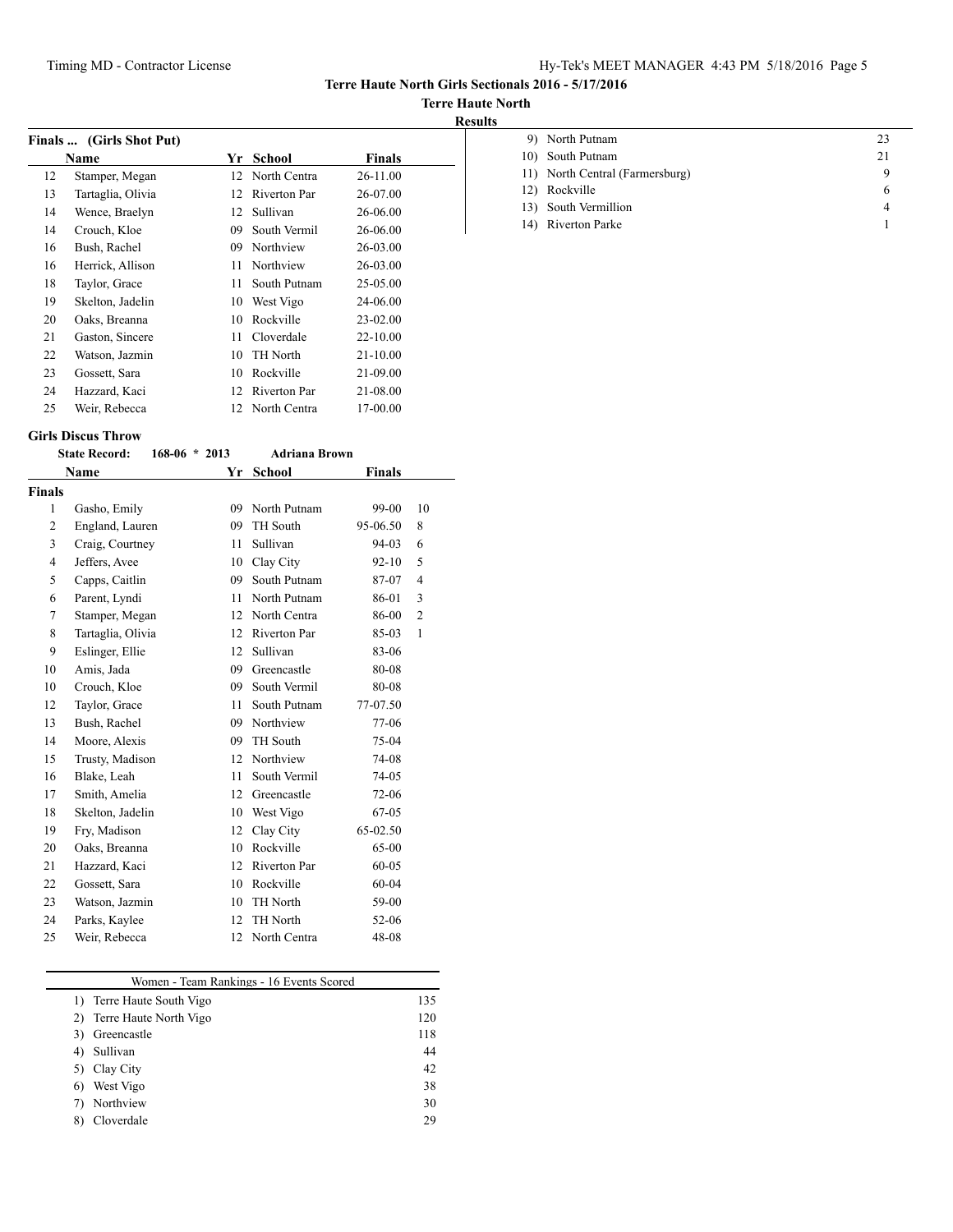**Terre Haute North Girls Sectionals 2016 - 5/17/2016**

**Terre Haute North**

**Results**

**Finals ... (Girls Shot Put)**

| | Name | Yr | School | Finals |
|---|---|---|---|---|
| 12 | Stamper, Megan | 12 | North Centra | 26-11.00 |
| 13 | Tartaglia, Olivia | 12 | Riverton Par | 26-07.00 |
| 14 | Wence, Braelyn | 12 | Sullivan | 26-06.00 |
| 14 | Crouch, Kloe | 09 | South Vermil | 26-06.00 |
| 16 | Bush, Rachel | 09 | Northview | 26-03.00 |
| 16 | Herrick, Allison | 11 | Northview | 26-03.00 |
| 18 | Taylor, Grace | 11 | South Putnam | 25-05.00 |
| 19 | Skelton, Jadelin | 10 | West Vigo | 24-06.00 |
| 20 | Oaks, Breanna | 10 | Rockville | 23-02.00 |
| 21 | Gaston, Sincere | 11 | Cloverdale | 22-10.00 |
| 22 | Watson, Jazmin | 10 | TH North | 21-10.00 |
| 23 | Gossett, Sara | 10 | Rockville | 21-09.00 |
| 24 | Hazzard, Kaci | 12 | Riverton Par | 21-08.00 |
| 25 | Weir, Rebecca | 12 | North Centra | 17-00.00 |

**Girls Discus Throw**

State Record: 168-06 * 2013 Adriana Brown

| | Name | Yr | School | Finals | |
|---|---|---|---|---|---|
| **Finals** | | | | | |
| 1 | Gasho, Emily | 09 | North Putnam | 99-00 | 10 |
| 2 | England, Lauren | 09 | TH South | 95-06.50 | 8 |
| 3 | Craig, Courtney | 11 | Sullivan | 94-03 | 6 |
| 4 | Jeffers, Avee | 10 | Clay City | 92-10 | 5 |
| 5 | Capps, Caitlin | 09 | South Putnam | 87-07 | 4 |
| 6 | Parent, Lyndi | 11 | North Putnam | 86-01 | 3 |
| 7 | Stamper, Megan | 12 | North Centra | 86-00 | 2 |
| 8 | Tartaglia, Olivia | 12 | Riverton Par | 85-03 | 1 |
| 9 | Eslinger, Ellie | 12 | Sullivan | 83-06 | |
| 10 | Amis, Jada | 09 | Greencastle | 80-08 | |
| 10 | Crouch, Kloe | 09 | South Vermil | 80-08 | |
| 12 | Taylor, Grace | 11 | South Putnam | 77-07.50 | |
| 13 | Bush, Rachel | 09 | Northview | 77-06 | |
| 14 | Moore, Alexis | 09 | TH South | 75-04 | |
| 15 | Trusty, Madison | 12 | Northview | 74-08 | |
| 16 | Blake, Leah | 11 | South Vermil | 74-05 | |
| 17 | Smith, Amelia | 12 | Greencastle | 72-06 | |
| 18 | Skelton, Jadelin | 10 | West Vigo | 67-05 | |
| 19 | Fry, Madison | 12 | Clay City | 65-02.50 | |
| 20 | Oaks, Breanna | 10 | Rockville | 65-00 | |
| 21 | Hazzard, Kaci | 12 | Riverton Par | 60-05 | |
| 22 | Gossett, Sara | 10 | Rockville | 60-04 | |
| 23 | Watson, Jazmin | 10 | TH North | 59-00 | |
| 24 | Parks, Kaylee | 12 | TH North | 52-06 | |
| 25 | Weir, Rebecca | 12 | North Centra | 48-08 | |

**Women - Team Rankings - 16 Events Scored**

| | | |
|---|---|---|
| 1) | Terre Haute South Vigo | 135 |
| 2) | Terre Haute North Vigo | 120 |
| 3) | Greencastle | 118 |
| 4) | Sullivan | 44 |
| 5) | Clay City | 42 |
| 6) | West Vigo | 38 |
| 7) | Northview | 30 |
| 8) | Cloverdale | 29 |
| 9) | North Putnam | 23 |
| 10) | South Putnam | 21 |
| 11) | North Central (Farmersburg) | 9 |
| 12) | Rockville | 6 |
| 13) | South Vermillion | 4 |
| 14) | Riverton Parke | 1 |